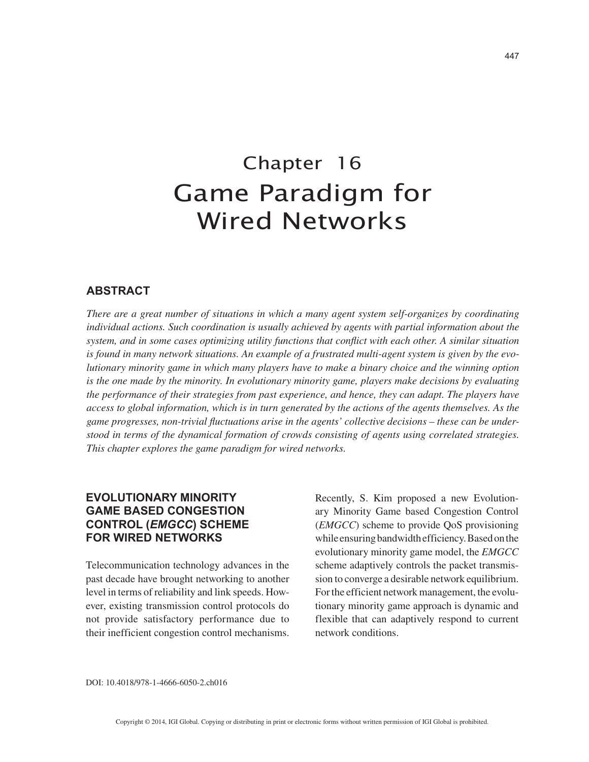# Chapter 16
# Game Paradigm for Wired Networks

## ABSTRACT

*There are a great number of situations in which a many agent system self-organizes by coordinating individual actions. Such coordination is usually achieved by agents with partial information about the system, and in some cases optimizing utility functions that conflict with each other. A similar situation is found in many network situations. An example of a frustrated multi-agent system is given by the evolutionary minority game in which many players have to make a binary choice and the winning option is the one made by the minority. In evolutionary minority game, players make decisions by evaluating the performance of their strategies from past experience, and hence, they can adapt. The players have access to global information, which is in turn generated by the actions of the agents themselves. As the game progresses, non-trivial fluctuations arise in the agents' collective decisions – these can be understood in terms of the dynamical formation of crowds consisting of agents using correlated strategies. This chapter explores the game paradigm for wired networks.*

## EVOLUTIONARY MINORITY GAME BASED CONGESTION CONTROL (*EMGCC*) SCHEME FOR WIRED NETWORKS

Telecommunication technology advances in the past decade have brought networking to another level in terms of reliability and link speeds. However, existing transmission control protocols do not provide satisfactory performance due to their inefficient congestion control mechanisms. Recently, S. Kim proposed a new Evolutionary Minority Game based Congestion Control (*EMGCC*) scheme to provide QoS provisioning while ensuring bandwidth efficiency. Based on the evolutionary minority game model, the *EMGCC* scheme adaptively controls the packet transmission to converge a desirable network equilibrium. For the efficient network management, the evolutionary minority game approach is dynamic and flexible that can adaptively respond to current network conditions.

DOI: 10.4018/978-1-4666-6050-2.ch016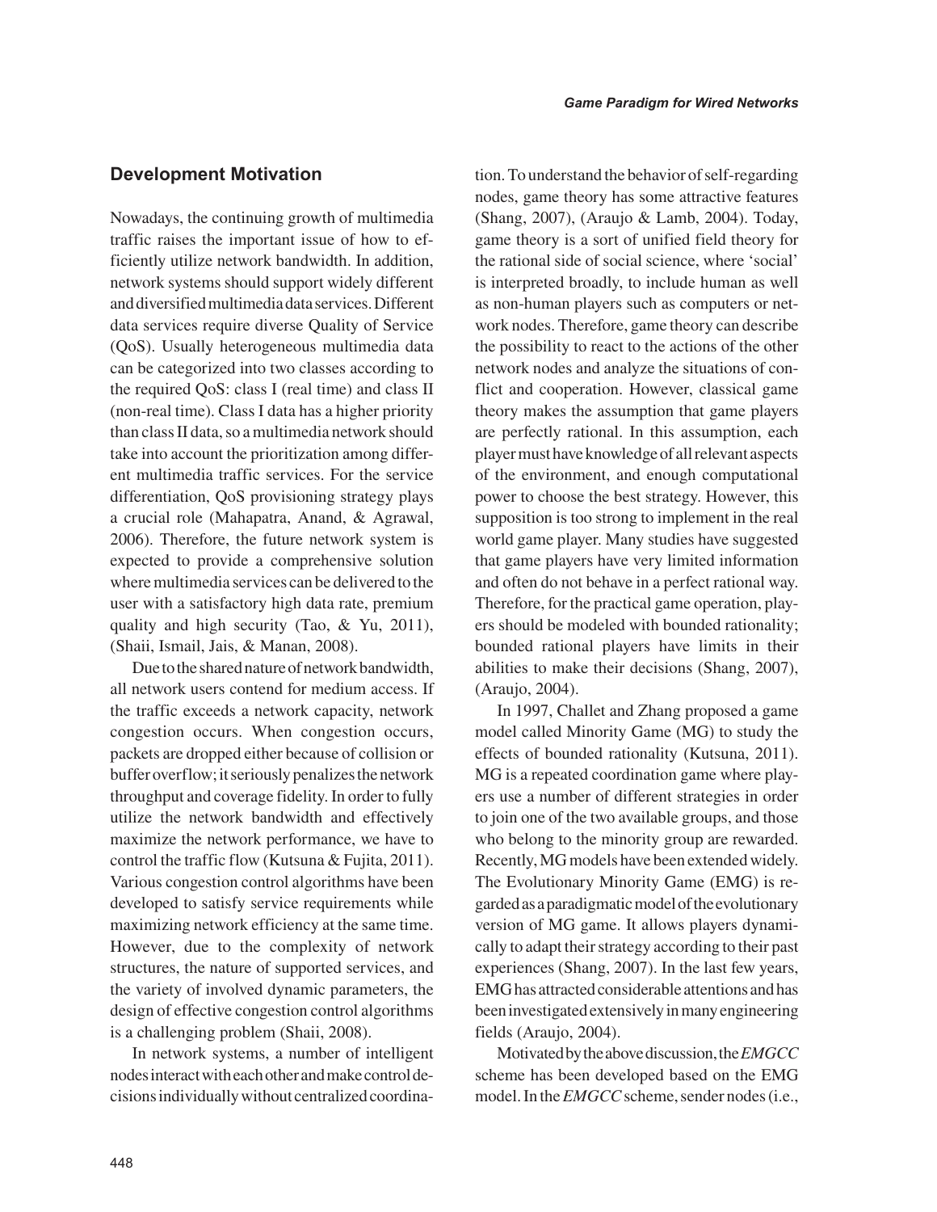## Development Motivation

Nowadays, the continuing growth of multimedia traffic raises the important issue of how to efficiently utilize network bandwidth. In addition, network systems should support widely different and diversified multimedia data services. Different data services require diverse Quality of Service (QoS). Usually heterogeneous multimedia data can be categorized into two classes according to the required QoS: class I (real time) and class II (non-real time). Class I data has a higher priority than class II data, so a multimedia network should take into account the prioritization among different multimedia traffic services. For the service differentiation, QoS provisioning strategy plays a crucial role (Mahapatra, Anand, & Agrawal, 2006). Therefore, the future network system is expected to provide a comprehensive solution where multimedia services can be delivered to the user with a satisfactory high data rate, premium quality and high security (Tao, & Yu, 2011), (Shaii, Ismail, Jais, & Manan, 2008).

Due to the shared nature of network bandwidth, all network users contend for medium access. If the traffic exceeds a network capacity, network congestion occurs. When congestion occurs, packets are dropped either because of collision or buffer overflow; it seriously penalizes the network throughput and coverage fidelity. In order to fully utilize the network bandwidth and effectively maximize the network performance, we have to control the traffic flow (Kutsuna & Fujita, 2011). Various congestion control algorithms have been developed to satisfy service requirements while maximizing network efficiency at the same time. However, due to the complexity of network structures, the nature of supported services, and the variety of involved dynamic parameters, the design of effective congestion control algorithms is a challenging problem (Shaii, 2008).

In network systems, a number of intelligent nodes interact with each other and make control decisions individually without centralized coordination. To understand the behavior of self-regarding nodes, game theory has some attractive features (Shang, 2007), (Araujo & Lamb, 2004). Today, game theory is a sort of unified field theory for the rational side of social science, where 'social' is interpreted broadly, to include human as well as non-human players such as computers or network nodes. Therefore, game theory can describe the possibility to react to the actions of the other network nodes and analyze the situations of conflict and cooperation. However, classical game theory makes the assumption that game players are perfectly rational. In this assumption, each player must have knowledge of all relevant aspects of the environment, and enough computational power to choose the best strategy. However, this supposition is too strong to implement in the real world game player. Many studies have suggested that game players have very limited information and often do not behave in a perfect rational way. Therefore, for the practical game operation, players should be modeled with bounded rationality; bounded rational players have limits in their abilities to make their decisions (Shang, 2007), (Araujo, 2004).

In 1997, Challet and Zhang proposed a game model called Minority Game (MG) to study the effects of bounded rationality (Kutsuna, 2011). MG is a repeated coordination game where players use a number of different strategies in order to join one of the two available groups, and those who belong to the minority group are rewarded. Recently, MG models have been extended widely. The Evolutionary Minority Game (EMG) is regarded as a paradigmatic model of the evolutionary version of MG game. It allows players dynamically to adapt their strategy according to their past experiences (Shang, 2007). In the last few years, EMG has attracted considerable attentions and has been investigated extensively in many engineering fields (Araujo, 2004).

Motivated by the above discussion, the *EMGCC* scheme has been developed based on the EMG model. In the *EMGCC* scheme, sender nodes (i.e.,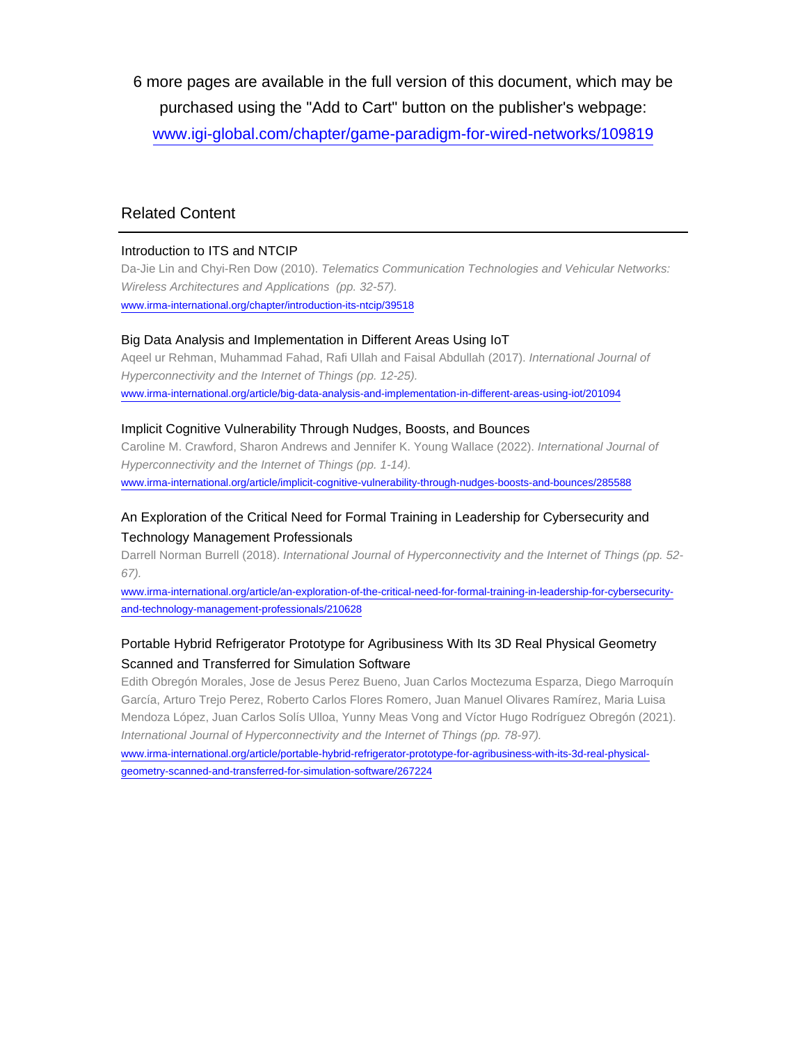6 more pages are available in the full version of this document, which may be purchased using the "Add to Cart" button on the publisher's webpage: www.igi-global.com/chapter/game-paradigm-for-wired-networks/109819

## Related Content

Introduction to ITS and NTCIP
Da-Jie Lin and Chyi-Ren Dow (2010). *Telematics Communication Technologies and Vehicular Networks: Wireless Architectures and Applications (pp. 32-57).*
www.irma-international.org/chapter/introduction-its-ntcip/39518

Big Data Analysis and Implementation in Different Areas Using IoT
Aqeel ur Rehman, Muhammad Fahad, Rafi Ullah and Faisal Abdullah (2017). *International Journal of Hyperconnectivity and the Internet of Things (pp. 12-25).*
www.irma-international.org/article/big-data-analysis-and-implementation-in-different-areas-using-iot/201094

Implicit Cognitive Vulnerability Through Nudges, Boosts, and Bounces
Caroline M. Crawford, Sharon Andrews and Jennifer K. Young Wallace (2022). *International Journal of Hyperconnectivity and the Internet of Things (pp. 1-14).*
www.irma-international.org/article/implicit-cognitive-vulnerability-through-nudges-boosts-and-bounces/285588

An Exploration of the Critical Need for Formal Training in Leadership for Cybersecurity and Technology Management Professionals
Darrell Norman Burrell (2018). *International Journal of Hyperconnectivity and the Internet of Things (pp. 52-67).*
www.irma-international.org/article/an-exploration-of-the-critical-need-for-formal-training-in-leadership-for-cybersecurity-and-technology-management-professionals/210628

Portable Hybrid Refrigerator Prototype for Agribusiness With Its 3D Real Physical Geometry Scanned and Transferred for Simulation Software
Edith Obregón Morales, Jose de Jesus Perez Bueno, Juan Carlos Moctezuma Esparza, Diego Marroquín García, Arturo Trejo Perez, Roberto Carlos Flores Romero, Juan Manuel Olivares Ramírez, Maria Luisa Mendoza López, Juan Carlos Solís Ulloa, Yunny Meas Vong and Víctor Hugo Rodríguez Obregón (2021). *International Journal of Hyperconnectivity and the Internet of Things (pp. 78-97).*
www.irma-international.org/article/portable-hybrid-refrigerator-prototype-for-agribusiness-with-its-3d-real-physical-geometry-scanned-and-transferred-for-simulation-software/267224